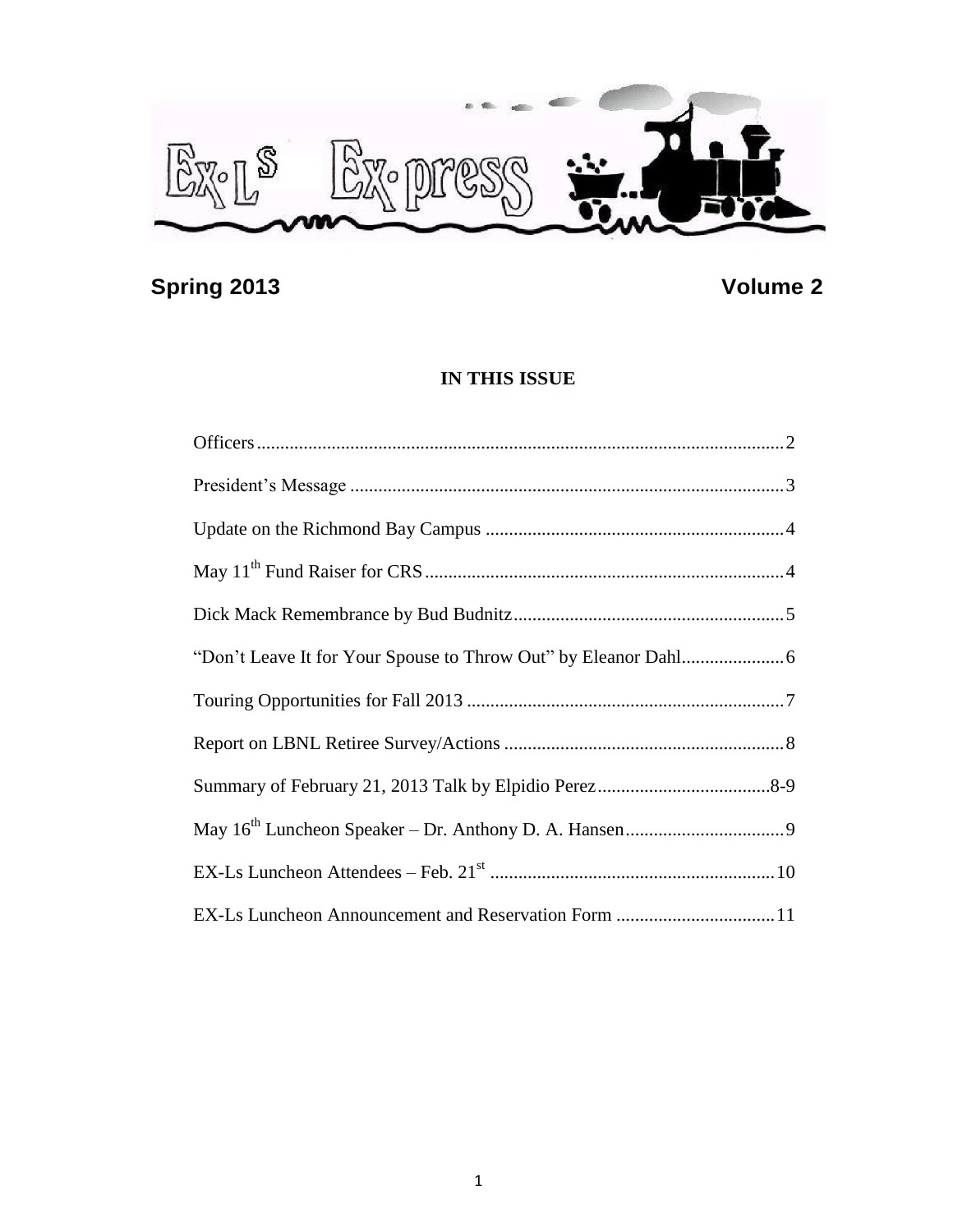# EX-Ls Ex-press

**Spring 2013** **Volume 2**

## IN THIS ISSUE

| | |
|---|---|
| Officers | 2 |
| President's Message | 3 |
| Update on the Richmond Bay Campus | 4 |
| May 11th Fund Raiser for CRS | 4 |
| Dick Mack Remembrance by Bud Budnitz | 5 |
| "Don't Leave It for Your Spouse to Throw Out" by Eleanor Dahl | 6 |
| Touring Opportunities for Fall 2013 | 7 |
| Report on LBNL Retiree Survey/Actions | 8 |
| Summary of February 21, 2013 Talk by Elpidio Perez | 8-9 |
| May 16th Luncheon Speaker – Dr. Anthony D. A. Hansen | 9 |
| EX-Ls Luncheon Attendees – Feb. 21st | 10 |
| EX-Ls Luncheon Announcement and Reservation Form | 11 |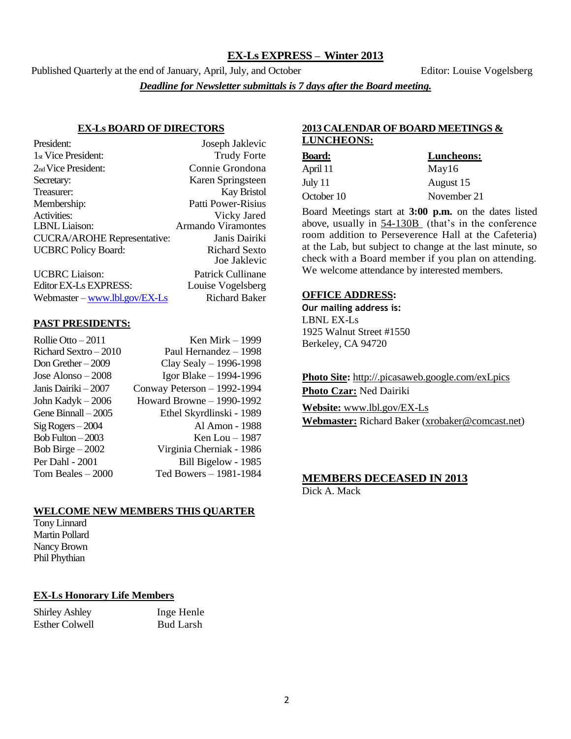# EX-Ls EXPRESS – Winter 2013

Published Quarterly at the end of January, April, July, and October  Editor: Louise Vogelsberg

***Deadline for Newsletter submittals is 7 days after the Board meeting.***

## EX-Ls BOARD OF DIRECTORS

| | |
|---|---|
| President: | Joseph Jaklevic |
| 1st Vice President: | Trudy Forte |
| 2nd Vice President: | Connie Grondona |
| Secretary: | Karen Springsteen |
| Treasurer: | Kay Bristol |
| Membership: | Patti Power-Risius |
| Activities: | Vicky Jared |
| LBNL Liaison: | Armando Viramontes |
| CUCRA/AROHE Representative: | Janis Dairiki |
| UCBRC Policy Board: | Richard Sexto<br>Joe Jaklevic |
| UCBRC Liaison: | Patrick Cullinane |
| Editor EX-Ls EXPRESS: | Louise Vogelsberg |
| Webmaster – www.lbl.gov/EX-Ls | Richard Baker |

## PAST PRESIDENTS:

| | |
|---|---|
| Rollie Otto – 2011 | Ken Mirk – 1999 |
| Richard Sextro – 2010 | Paul Hernandez – 1998 |
| Don Grether – 2009 | Clay Sealy – 1996-1998 |
| Jose Alonso – 2008 | Igor Blake – 1994-1996 |
| Janis Dairiki – 2007 | Conway Peterson – 1992-1994 |
| John Kadyk – 2006 | Howard Browne – 1990-1992 |
| Gene Binnall – 2005 | Ethel Skyrdlinski - 1989 |
| Sig Rogers – 2004 | Al Amon - 1988 |
| Bob Fulton – 2003 | Ken Lou – 1987 |
| Bob Birge – 2002 | Virginia Cherniak - 1986 |
| Per Dahl - 2001 | Bill Bigelow - 1985 |
| Tom Beales – 2000 | Ted Bowers – 1981-1984 |

## WELCOME NEW MEMBERS THIS QUARTER

Tony Linnard
Martin Pollard
Nancy Brown
Phil Phythian

## EX-Ls Honorary Life Members

| | |
|---|---|
| Shirley Ashley | Inge Henle |
| Esther Colwell | Bud Larsh |

## 2013 CALENDAR OF BOARD MEETINGS & LUNCHEONS:

| **Board:** | **Luncheons:** |
|---|---|
| April 11 | May16 |
| July 11 | August 15 |
| October 10 | November 21 |

Board Meetings start at **3:00 p.m.** on the dates listed above, usually in 54-130B (that's in the conference room addition to Perseverence Hall at the Cafeteria) at the Lab, but subject to change at the last minute, so check with a Board member if you plan on attending. We welcome attendance by interested members.

## OFFICE ADDRESS:

**Our mailing address is:**
LBNL EX-Ls
1925 Walnut Street #1550
Berkeley, CA 94720

**Photo Site:** http://.picasaweb.google.com/exLpics
**Photo Czar:** Ned Dairiki

**Website:** www.lbl.gov/EX-Ls
**Webmaster:** Richard Baker (xrobaker@comcast.net)

## MEMBERS DECEASED IN 2013

Dick A. Mack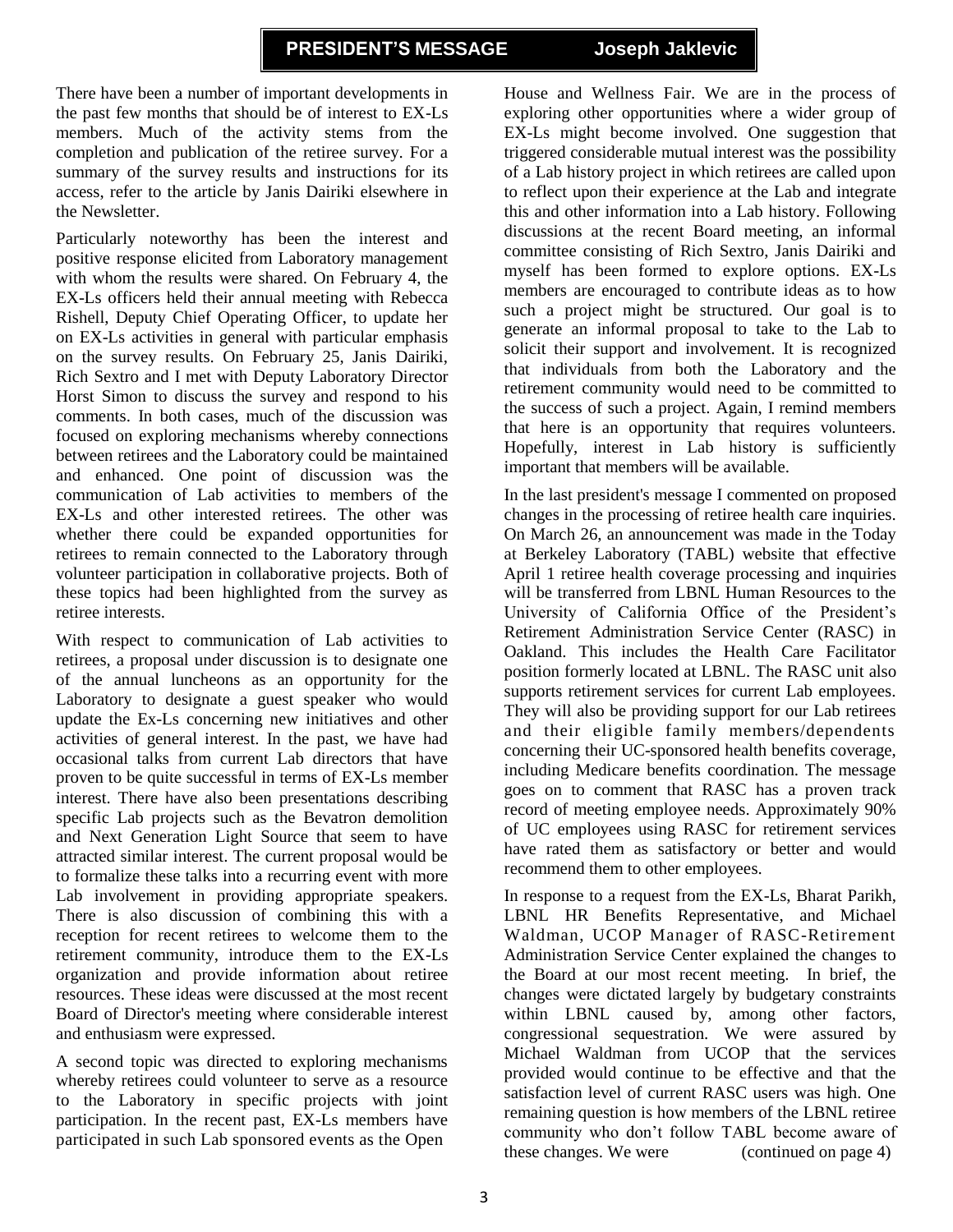## PRESIDENT'S MESSAGE — Joseph Jaklevic

There have been a number of important developments in the past few months that should be of interest to EX-Ls members. Much of the activity stems from the completion and publication of the retiree survey. For a summary of the survey results and instructions for its access, refer to the article by Janis Dairiki elsewhere in the Newsletter.

Particularly noteworthy has been the interest and positive response elicited from Laboratory management with whom the results were shared. On February 4, the EX-Ls officers held their annual meeting with Rebecca Rishell, Deputy Chief Operating Officer, to update her on EX-Ls activities in general with particular emphasis on the survey results. On February 25, Janis Dairiki, Rich Sextro and I met with Deputy Laboratory Director Horst Simon to discuss the survey and respond to his comments. In both cases, much of the discussion was focused on exploring mechanisms whereby connections between retirees and the Laboratory could be maintained and enhanced. One point of discussion was the communication of Lab activities to members of the EX-Ls and other interested retirees. The other was whether there could be expanded opportunities for retirees to remain connected to the Laboratory through volunteer participation in collaborative projects. Both of these topics had been highlighted from the survey as retiree interests.

With respect to communication of Lab activities to retirees, a proposal under discussion is to designate one of the annual luncheons as an opportunity for the Laboratory to designate a guest speaker who would update the Ex-Ls concerning new initiatives and other activities of general interest. In the past, we have had occasional talks from current Lab directors that have proven to be quite successful in terms of EX-Ls member interest. There have also been presentations describing specific Lab projects such as the Bevatron demolition and Next Generation Light Source that seem to have attracted similar interest. The current proposal would be to formalize these talks into a recurring event with more Lab involvement in providing appropriate speakers. There is also discussion of combining this with a reception for recent retirees to welcome them to the retirement community, introduce them to the EX-Ls organization and provide information about retiree resources. These ideas were discussed at the most recent Board of Director's meeting where considerable interest and enthusiasm were expressed.

A second topic was directed to exploring mechanisms whereby retirees could volunteer to serve as a resource to the Laboratory in specific projects with joint participation. In the recent past, EX-Ls members have participated in such Lab sponsored events as the Open House and Wellness Fair. We are in the process of exploring other opportunities where a wider group of EX-Ls might become involved. One suggestion that triggered considerable mutual interest was the possibility of a Lab history project in which retirees are called upon to reflect upon their experience at the Lab and integrate this and other information into a Lab history. Following discussions at the recent Board meeting, an informal committee consisting of Rich Sextro, Janis Dairiki and myself has been formed to explore options. EX-Ls members are encouraged to contribute ideas as to how such a project might be structured. Our goal is to generate an informal proposal to take to the Lab to solicit their support and involvement. It is recognized that individuals from both the Laboratory and the retirement community would need to be committed to the success of such a project. Again, I remind members that here is an opportunity that requires volunteers. Hopefully, interest in Lab history is sufficiently important that members will be available.

In the last president's message I commented on proposed changes in the processing of retiree health care inquiries. On March 26, an announcement was made in the Today at Berkeley Laboratory (TABL) website that effective April 1 retiree health coverage processing and inquiries will be transferred from LBNL Human Resources to the University of California Office of the President's Retirement Administration Service Center (RASC) in Oakland. This includes the Health Care Facilitator position formerly located at LBNL. The RASC unit also supports retirement services for current Lab employees. They will also be providing support for our Lab retirees and their eligible family members/dependents concerning their UC-sponsored health benefits coverage, including Medicare benefits coordination. The message goes on to comment that RASC has a proven track record of meeting employee needs. Approximately 90% of UC employees using RASC for retirement services have rated them as satisfactory or better and would recommend them to other employees.

In response to a request from the EX-Ls, Bharat Parikh, LBNL HR Benefits Representative, and Michael Waldman, UCOP Manager of RASC-Retirement Administration Service Center explained the changes to the Board at our most recent meeting. In brief, the changes were dictated largely by budgetary constraints within LBNL caused by, among other factors, congressional sequestration. We were assured by Michael Waldman from UCOP that the services provided would continue to be effective and that the satisfaction level of current RASC users was high. One remaining question is how members of the LBNL retiree community who don't follow TABL become aware of these changes. We were (continued on page 4)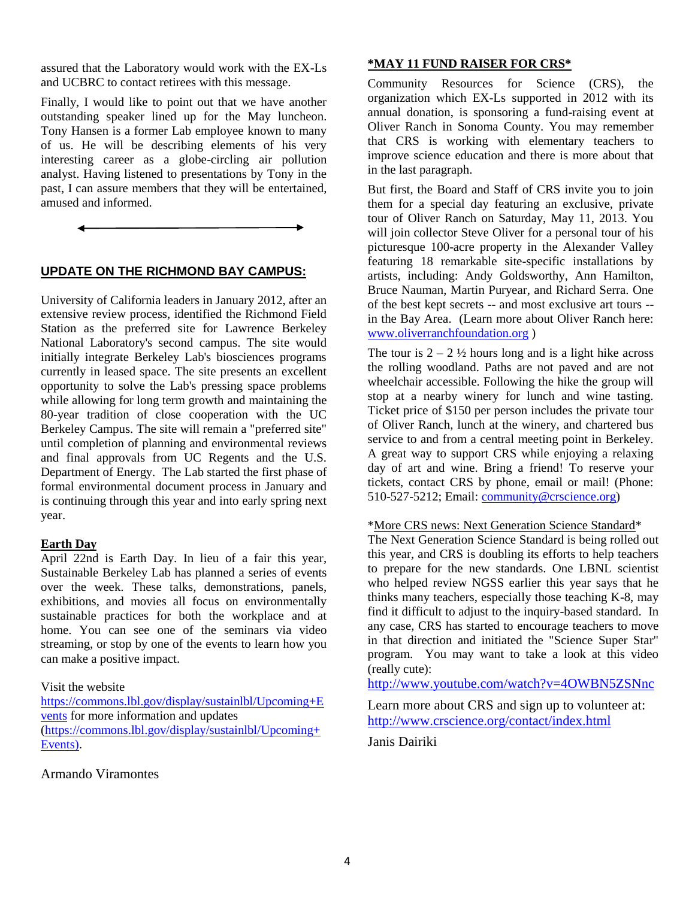assured that the Laboratory would work with the EX-Ls and UCBRC to contact retirees with this message.

Finally, I would like to point out that we have another outstanding speaker lined up for the May luncheon. Tony Hansen is a former Lab employee known to many of us. He will be describing elements of his very interesting career as a globe-circling air pollution analyst. Having listened to presentations by Tony in the past, I can assure members that they will be entertained, amused and informed.

---

## UPDATE ON THE RICHMOND BAY CAMPUS:

University of California leaders in January 2012, after an extensive review process, identified the Richmond Field Station as the preferred site for Lawrence Berkeley National Laboratory's second campus. The site would initially integrate Berkeley Lab's biosciences programs currently in leased space. The site presents an excellent opportunity to solve the Lab's pressing space problems while allowing for long term growth and maintaining the 80-year tradition of close cooperation with the UC Berkeley Campus. The site will remain a "preferred site" until completion of planning and environmental reviews and final approvals from UC Regents and the U.S. Department of Energy. The Lab started the first phase of formal environmental document process in January and is continuing through this year and into early spring next year.

### Earth Day

April 22nd is Earth Day. In lieu of a fair this year, Sustainable Berkeley Lab has planned a series of events over the week. These talks, demonstrations, panels, exhibitions, and movies all focus on environmentally sustainable practices for both the workplace and at home. You can see one of the seminars via video streaming, or stop by one of the events to learn how you can make a positive impact.

Visit the website https://commons.lbl.gov/display/sustainlbl/Upcoming+Events for more information and updates (https://commons.lbl.gov/display/sustainlbl/Upcoming+Events).

Armando Viramontes

## *MAY 11 FUND RAISER FOR CRS*

Community Resources for Science (CRS), the organization which EX-Ls supported in 2012 with its annual donation, is sponsoring a fund-raising event at Oliver Ranch in Sonoma County. You may remember that CRS is working with elementary teachers to improve science education and there is more about that in the last paragraph.

But first, the Board and Staff of CRS invite you to join them for a special day featuring an exclusive, private tour of Oliver Ranch on Saturday, May 11, 2013. You will join collector Steve Oliver for a personal tour of his picturesque 100-acre property in the Alexander Valley featuring 18 remarkable site-specific installations by artists, including: Andy Goldsworthy, Ann Hamilton, Bruce Nauman, Martin Puryear, and Richard Serra. One of the best kept secrets -- and most exclusive art tours -- in the Bay Area. (Learn more about Oliver Ranch here: www.oliverranchfoundation.org )

The tour is 2 – 2 ½ hours long and is a light hike across the rolling woodland. Paths are not paved and are not wheelchair accessible. Following the hike the group will stop at a nearby winery for lunch and wine tasting. Ticket price of $150 per person includes the private tour of Oliver Ranch, lunch at the winery, and chartered bus service to and from a central meeting point in Berkeley. A great way to support CRS while enjoying a relaxing day of art and wine. Bring a friend! To reserve your tickets, contact CRS by phone, email or mail! (Phone: 510-527-5212; Email: community@crscience.org)

*More CRS news: Next Generation Science Standard*

The Next Generation Science Standard is being rolled out this year, and CRS is doubling its efforts to help teachers to prepare for the new standards. One LBNL scientist who helped review NGSS earlier this year says that he thinks many teachers, especially those teaching K-8, may find it difficult to adjust to the inquiry-based standard. In any case, CRS has started to encourage teachers to move in that direction and initiated the "Science Super Star" program. You may want to take a look at this video (really cute):

http://www.youtube.com/watch?v=4OWBN5ZSNnc

Learn more about CRS and sign up to volunteer at: http://www.crscience.org/contact/index.html

Janis Dairiki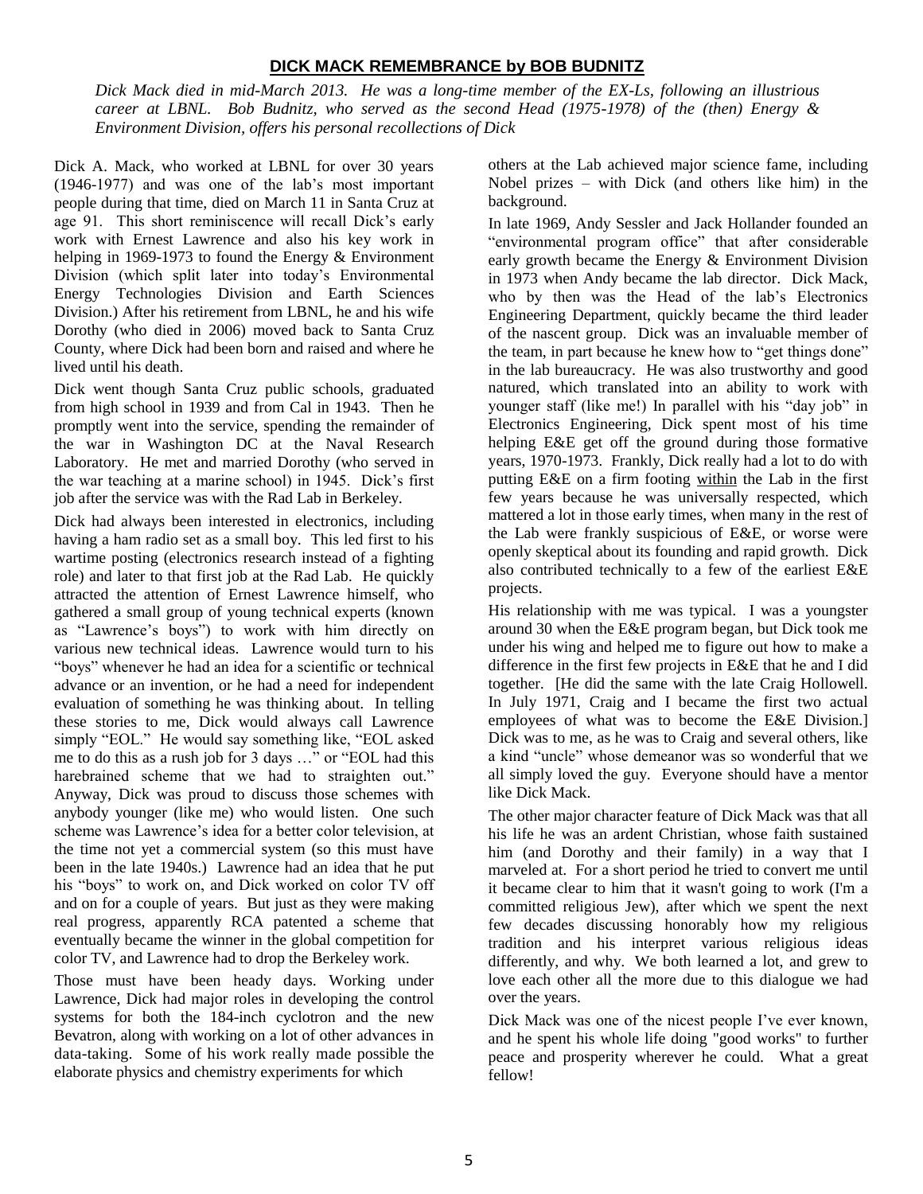## **DICK MACK REMEMBRANCE by BOB BUDNITZ**

*Dick Mack died in mid-March 2013. He was a long-time member of the EX-Ls, following an illustrious career at LBNL. Bob Budnitz, who served as the second Head (1975-1978) of the (then) Energy & Environment Division, offers his personal recollections of Dick*

Dick A. Mack, who worked at LBNL for over 30 years (1946-1977) and was one of the lab's most important people during that time, died on March 11 in Santa Cruz at age 91. This short reminiscence will recall Dick's early work with Ernest Lawrence and also his key work in helping in 1969-1973 to found the Energy & Environment Division (which split later into today's Environmental Energy Technologies Division and Earth Sciences Division.) After his retirement from LBNL, he and his wife Dorothy (who died in 2006) moved back to Santa Cruz County, where Dick had been born and raised and where he lived until his death.

Dick went though Santa Cruz public schools, graduated from high school in 1939 and from Cal in 1943. Then he promptly went into the service, spending the remainder of the war in Washington DC at the Naval Research Laboratory. He met and married Dorothy (who served in the war teaching at a marine school) in 1945. Dick's first job after the service was with the Rad Lab in Berkeley.

Dick had always been interested in electronics, including having a ham radio set as a small boy. This led first to his wartime posting (electronics research instead of a fighting role) and later to that first job at the Rad Lab. He quickly attracted the attention of Ernest Lawrence himself, who gathered a small group of young technical experts (known as "Lawrence's boys") to work with him directly on various new technical ideas. Lawrence would turn to his "boys" whenever he had an idea for a scientific or technical advance or an invention, or he had a need for independent evaluation of something he was thinking about. In telling these stories to me, Dick would always call Lawrence simply "EOL." He would say something like, "EOL asked me to do this as a rush job for 3 days …" or "EOL had this harebrained scheme that we had to straighten out." Anyway, Dick was proud to discuss those schemes with anybody younger (like me) who would listen. One such scheme was Lawrence's idea for a better color television, at the time not yet a commercial system (so this must have been in the late 1940s.) Lawrence had an idea that he put his "boys" to work on, and Dick worked on color TV off and on for a couple of years. But just as they were making real progress, apparently RCA patented a scheme that eventually became the winner in the global competition for color TV, and Lawrence had to drop the Berkeley work.

Those must have been heady days. Working under Lawrence, Dick had major roles in developing the control systems for both the 184-inch cyclotron and the new Bevatron, along with working on a lot of other advances in data-taking. Some of his work really made possible the elaborate physics and chemistry experiments for which others at the Lab achieved major science fame, including Nobel prizes – with Dick (and others like him) in the background.

In late 1969, Andy Sessler and Jack Hollander founded an "environmental program office" that after considerable early growth became the Energy & Environment Division in 1973 when Andy became the lab director. Dick Mack, who by then was the Head of the lab's Electronics Engineering Department, quickly became the third leader of the nascent group. Dick was an invaluable member of the team, in part because he knew how to "get things done" in the lab bureaucracy. He was also trustworthy and good natured, which translated into an ability to work with younger staff (like me!) In parallel with his "day job" in Electronics Engineering, Dick spent most of his time helping E&E get off the ground during those formative years, 1970-1973. Frankly, Dick really had a lot to do with putting E&E on a firm footing <u>within</u> the Lab in the first few years because he was universally respected, which mattered a lot in those early times, when many in the rest of the Lab were frankly suspicious of E&E, or worse were openly skeptical about its founding and rapid growth. Dick also contributed technically to a few of the earliest E&E projects.

His relationship with me was typical. I was a youngster around 30 when the E&E program began, but Dick took me under his wing and helped me to figure out how to make a difference in the first few projects in E&E that he and I did together. [He did the same with the late Craig Hollowell. In July 1971, Craig and I became the first two actual employees of what was to become the E&E Division.] Dick was to me, as he was to Craig and several others, like a kind "uncle" whose demeanor was so wonderful that we all simply loved the guy. Everyone should have a mentor like Dick Mack.

The other major character feature of Dick Mack was that all his life he was an ardent Christian, whose faith sustained him (and Dorothy and their family) in a way that I marveled at. For a short period he tried to convert me until it became clear to him that it wasn't going to work (I'm a committed religious Jew), after which we spent the next few decades discussing honorably how my religious tradition and his interpret various religious ideas differently, and why. We both learned a lot, and grew to love each other all the more due to this dialogue we had over the years.

Dick Mack was one of the nicest people I've ever known, and he spent his whole life doing "good works" to further peace and prosperity wherever he could. What a great fellow!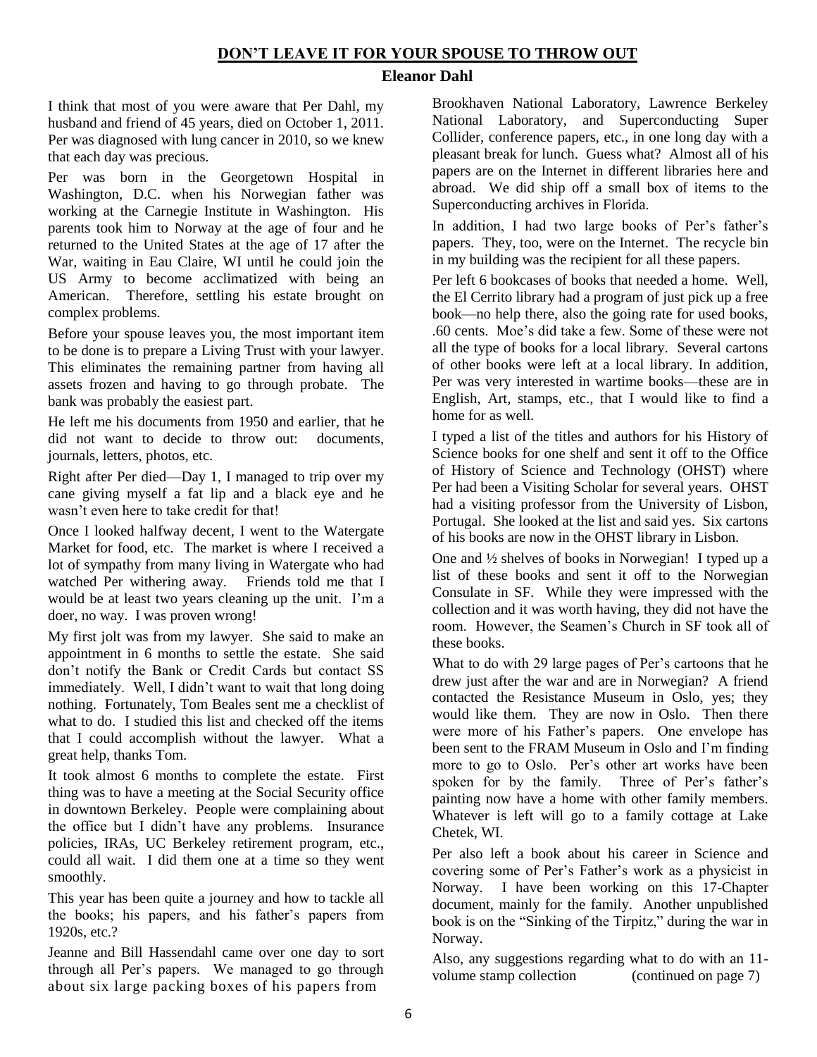## DON'T LEAVE IT FOR YOUR SPOUSE TO THROW OUT

**Eleanor Dahl**

I think that most of you were aware that Per Dahl, my husband and friend of 45 years, died on October 1, 2011. Per was diagnosed with lung cancer in 2010, so we knew that each day was precious.

Per was born in the Georgetown Hospital in Washington, D.C. when his Norwegian father was working at the Carnegie Institute in Washington. His parents took him to Norway at the age of four and he returned to the United States at the age of 17 after the War, waiting in Eau Claire, WI until he could join the US Army to become acclimatized with being an American. Therefore, settling his estate brought on complex problems.

Before your spouse leaves you, the most important item to be done is to prepare a Living Trust with your lawyer. This eliminates the remaining partner from having all assets frozen and having to go through probate. The bank was probably the easiest part.

He left me his documents from 1950 and earlier, that he did not want to decide to throw out: documents, journals, letters, photos, etc.

Right after Per died—Day 1, I managed to trip over my cane giving myself a fat lip and a black eye and he wasn't even here to take credit for that!

Once I looked halfway decent, I went to the Watergate Market for food, etc. The market is where I received a lot of sympathy from many living in Watergate who had watched Per withering away. Friends told me that I would be at least two years cleaning up the unit. I'm a doer, no way. I was proven wrong!

My first jolt was from my lawyer. She said to make an appointment in 6 months to settle the estate. She said don't notify the Bank or Credit Cards but contact SS immediately. Well, I didn't want to wait that long doing nothing. Fortunately, Tom Beales sent me a checklist of what to do. I studied this list and checked off the items that I could accomplish without the lawyer. What a great help, thanks Tom.

It took almost 6 months to complete the estate. First thing was to have a meeting at the Social Security office in downtown Berkeley. People were complaining about the office but I didn't have any problems. Insurance policies, IRAs, UC Berkeley retirement program, etc., could all wait. I did them one at a time so they went smoothly.

This year has been quite a journey and how to tackle all the books; his papers, and his father's papers from 1920s, etc.?

Jeanne and Bill Hassendahl came over one day to sort through all Per's papers. We managed to go through about six large packing boxes of his papers from Brookhaven National Laboratory, Lawrence Berkeley National Laboratory, and Superconducting Super Collider, conference papers, etc., in one long day with a pleasant break for lunch. Guess what? Almost all of his papers are on the Internet in different libraries here and abroad. We did ship off a small box of items to the Superconducting archives in Florida.

In addition, I had two large books of Per's father's papers. They, too, were on the Internet. The recycle bin in my building was the recipient for all these papers.

Per left 6 bookcases of books that needed a home. Well, the El Cerrito library had a program of just pick up a free book—no help there, also the going rate for used books, .60 cents. Moe's did take a few. Some of these were not all the type of books for a local library. Several cartons of other books were left at a local library. In addition, Per was very interested in wartime books—these are in English, Art, stamps, etc., that I would like to find a home for as well.

I typed a list of the titles and authors for his History of Science books for one shelf and sent it off to the Office of History of Science and Technology (OHST) where Per had been a Visiting Scholar for several years. OHST had a visiting professor from the University of Lisbon, Portugal. She looked at the list and said yes. Six cartons of his books are now in the OHST library in Lisbon.

One and ½ shelves of books in Norwegian! I typed up a list of these books and sent it off to the Norwegian Consulate in SF. While they were impressed with the collection and it was worth having, they did not have the room. However, the Seamen's Church in SF took all of these books.

What to do with 29 large pages of Per's cartoons that he drew just after the war and are in Norwegian? A friend contacted the Resistance Museum in Oslo, yes; they would like them. They are now in Oslo. Then there were more of his Father's papers. One envelope has been sent to the FRAM Museum in Oslo and I'm finding more to go to Oslo. Per's other art works have been spoken for by the family. Three of Per's father's painting now have a home with other family members. Whatever is left will go to a family cottage at Lake Chetek, WI.

Per also left a book about his career in Science and covering some of Per's Father's work as a physicist in Norway. I have been working on this 17-Chapter document, mainly for the family. Another unpublished book is on the "Sinking of the Tirpitz," during the war in Norway.

Also, any suggestions regarding what to do with an 11-volume stamp collection (continued on page 7)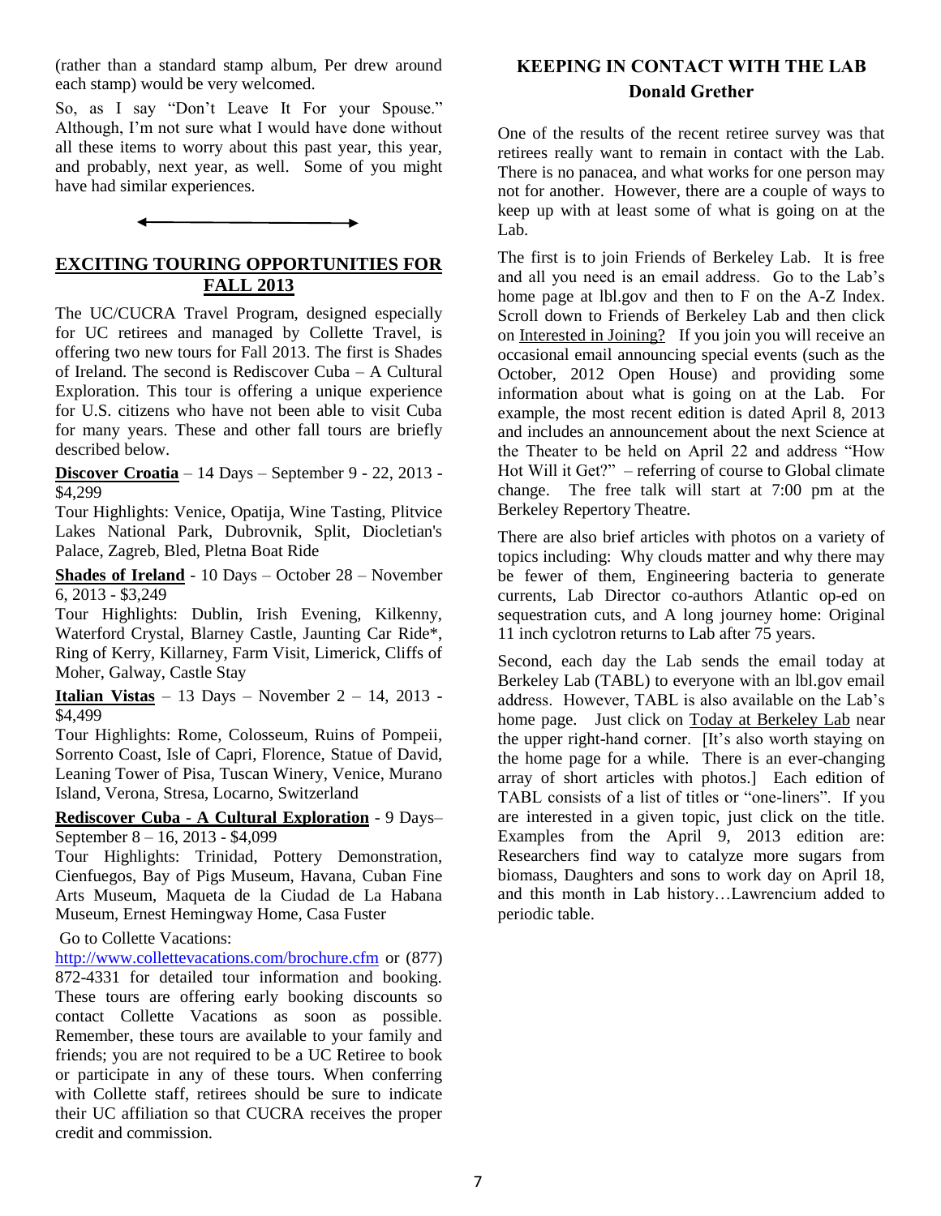(rather than a standard stamp album, Per drew around each stamp) would be very welcomed.

So, as I say "Don't Leave It For your Spouse." Although, I'm not sure what I would have done without all these items to worry about this past year, this year, and probably, next year, as well. Some of you might have had similar experiences.

## EXCITING TOURING OPPORTUNITIES FOR FALL 2013

The UC/CUCRA Travel Program, designed especially for UC retirees and managed by Collette Travel, is offering two new tours for Fall 2013. The first is Shades of Ireland. The second is Rediscover Cuba – A Cultural Exploration. This tour is offering a unique experience for U.S. citizens who have not been able to visit Cuba for many years. These and other fall tours are briefly described below.

**Discover Croatia** – 14 Days – September 9 - 22, 2013 - $4,299

Tour Highlights: Venice, Opatija, Wine Tasting, Plitvice Lakes National Park, Dubrovnik, Split, Diocletian's Palace, Zagreb, Bled, Pletna Boat Ride

**Shades of Ireland** - 10 Days – October 28 – November 6, 2013 - $3,249

Tour Highlights: Dublin, Irish Evening, Kilkenny, Waterford Crystal, Blarney Castle, Jaunting Car Ride*, Ring of Kerry, Killarney, Farm Visit, Limerick, Cliffs of Moher, Galway, Castle Stay

**Italian Vistas** – 13 Days – November 2 – 14, 2013 - $4,499

Tour Highlights: Rome, Colosseum, Ruins of Pompeii, Sorrento Coast, Isle of Capri, Florence, Statue of David, Leaning Tower of Pisa, Tuscan Winery, Venice, Murano Island, Verona, Stresa, Locarno, Switzerland

**Rediscover Cuba - A Cultural Exploration** - 9 Days– September 8 – 16, 2013 - $4,099

Tour Highlights: Trinidad, Pottery Demonstration, Cienfuegos, Bay of Pigs Museum, Havana, Cuban Fine Arts Museum, Maqueta de la Ciudad de La Habana Museum, Ernest Hemingway Home, Casa Fuster

Go to Collette Vacations: http://www.collettevacations.com/brochure.cfm or (877) 872-4331 for detailed tour information and booking. These tours are offering early booking discounts so contact Collette Vacations as soon as possible. Remember, these tours are available to your family and friends; you are not required to be a UC Retiree to book or participate in any of these tours. When conferring with Collette staff, retirees should be sure to indicate their UC affiliation so that CUCRA receives the proper credit and commission.

## KEEPING IN CONTACT WITH THE LAB

**Donald Grether**

One of the results of the recent retiree survey was that retirees really want to remain in contact with the Lab. There is no panacea, and what works for one person may not for another. However, there are a couple of ways to keep up with at least some of what is going on at the Lab.

The first is to join Friends of Berkeley Lab. It is free and all you need is an email address. Go to the Lab's home page at lbl.gov and then to F on the A-Z Index. Scroll down to Friends of Berkeley Lab and then click on Interested in Joining? If you join you will receive an occasional email announcing special events (such as the October, 2012 Open House) and providing some information about what is going on at the Lab. For example, the most recent edition is dated April 8, 2013 and includes an announcement about the next Science at the Theater to be held on April 22 and address "How Hot Will it Get?" – referring of course to Global climate change. The free talk will start at 7:00 pm at the Berkeley Repertory Theatre.

There are also brief articles with photos on a variety of topics including: Why clouds matter and why there may be fewer of them, Engineering bacteria to generate currents, Lab Director co-authors Atlantic op-ed on sequestration cuts, and A long journey home: Original 11 inch cyclotron returns to Lab after 75 years.

Second, each day the Lab sends the email today at Berkeley Lab (TABL) to everyone with an lbl.gov email address. However, TABL is also available on the Lab's home page. Just click on Today at Berkeley Lab near the upper right-hand corner. [It's also worth staying on the home page for a while. There is an ever-changing array of short articles with photos.] Each edition of TABL consists of a list of titles or "one-liners". If you are interested in a given topic, just click on the title. Examples from the April 9, 2013 edition are: Researchers find way to catalyze more sugars from biomass, Daughters and sons to work day on April 18, and this month in Lab history…Lawrencium added to periodic table.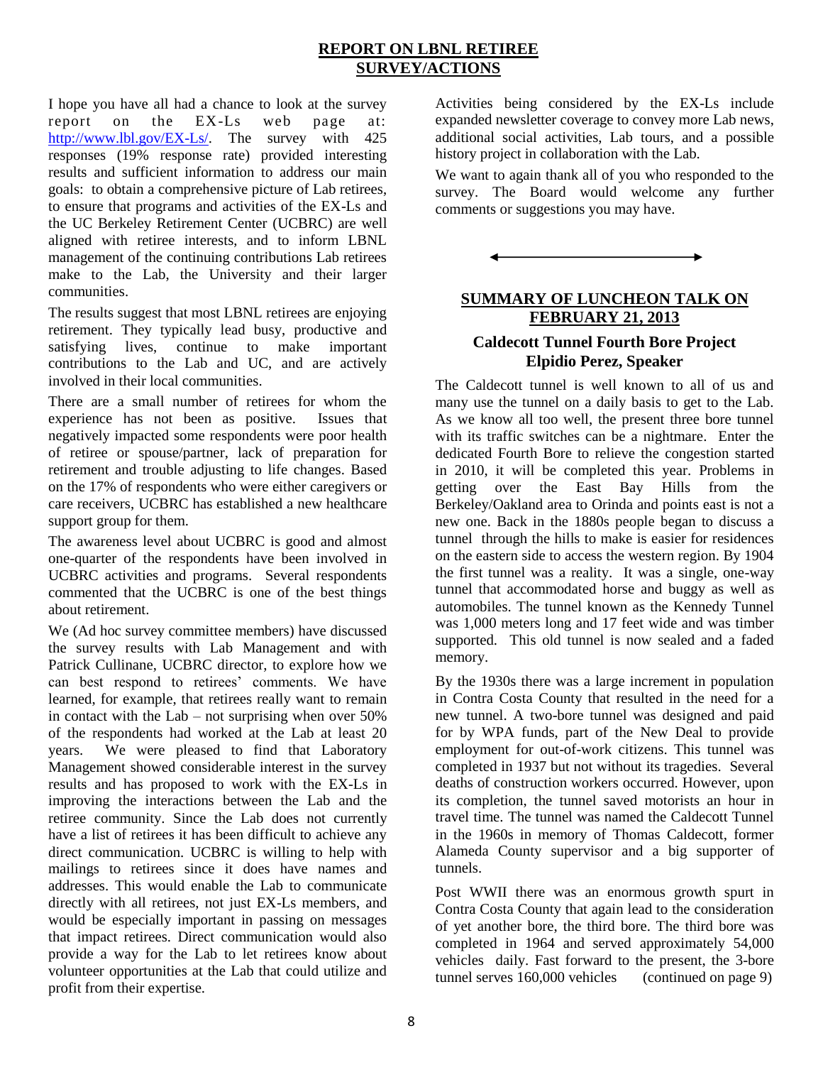## REPORT ON LBNL RETIREE SURVEY/ACTIONS

I hope you have all had a chance to look at the survey report on the EX-Ls web page at: http://www.lbl.gov/EX-Ls/. The survey with 425 responses (19% response rate) provided interesting results and sufficient information to address our main goals: to obtain a comprehensive picture of Lab retirees, to ensure that programs and activities of the EX-Ls and the UC Berkeley Retirement Center (UCBRC) are well aligned with retiree interests, and to inform LBNL management of the continuing contributions Lab retirees make to the Lab, the University and their larger communities.

The results suggest that most LBNL retirees are enjoying retirement. They typically lead busy, productive and satisfying lives, continue to make important contributions to the Lab and UC, and are actively involved in their local communities.

There are a small number of retirees for whom the experience has not been as positive. Issues that negatively impacted some respondents were poor health of retiree or spouse/partner, lack of preparation for retirement and trouble adjusting to life changes. Based on the 17% of respondents who were either caregivers or care receivers, UCBRC has established a new healthcare support group for them.

The awareness level about UCBRC is good and almost one-quarter of the respondents have been involved in UCBRC activities and programs. Several respondents commented that the UCBRC is one of the best things about retirement.

We (Ad hoc survey committee members) have discussed the survey results with Lab Management and with Patrick Cullinane, UCBRC director, to explore how we can best respond to retirees' comments. We have learned, for example, that retirees really want to remain in contact with the Lab – not surprising when over 50% of the respondents had worked at the Lab at least 20 years. We were pleased to find that Laboratory Management showed considerable interest in the survey results and has proposed to work with the EX-Ls in improving the interactions between the Lab and the retiree community. Since the Lab does not currently have a list of retirees it has been difficult to achieve any direct communication. UCBRC is willing to help with mailings to retirees since it does have names and addresses. This would enable the Lab to communicate directly with all retirees, not just EX-Ls members, and would be especially important in passing on messages that impact retirees. Direct communication would also provide a way for the Lab to let retirees know about volunteer opportunities at the Lab that could utilize and profit from their expertise.

Activities being considered by the EX-Ls include expanded newsletter coverage to convey more Lab news, additional social activities, Lab tours, and a possible history project in collaboration with the Lab.

We want to again thank all of you who responded to the survey. The Board would welcome any further comments or suggestions you may have.

## SUMMARY OF LUNCHEON TALK ON FEBRUARY 21, 2013

### Caldecott Tunnel Fourth Bore Project
### Elpidio Perez, Speaker

The Caldecott tunnel is well known to all of us and many use the tunnel on a daily basis to get to the Lab. As we know all too well, the present three bore tunnel with its traffic switches can be a nightmare. Enter the dedicated Fourth Bore to relieve the congestion started in 2010, it will be completed this year. Problems in getting over the East Bay Hills from the Berkeley/Oakland area to Orinda and points east is not a new one. Back in the 1880s people began to discuss a tunnel through the hills to make is easier for residences on the eastern side to access the western region. By 1904 the first tunnel was a reality. It was a single, one-way tunnel that accommodated horse and buggy as well as automobiles. The tunnel known as the Kennedy Tunnel was 1,000 meters long and 17 feet wide and was timber supported. This old tunnel is now sealed and a faded memory.

By the 1930s there was a large increment in population in Contra Costa County that resulted in the need for a new tunnel. A two-bore tunnel was designed and paid for by WPA funds, part of the New Deal to provide employment for out-of-work citizens. This tunnel was completed in 1937 but not without its tragedies. Several deaths of construction workers occurred. However, upon its completion, the tunnel saved motorists an hour in travel time. The tunnel was named the Caldecott Tunnel in the 1960s in memory of Thomas Caldecott, former Alameda County supervisor and a big supporter of tunnels.

Post WWII there was an enormous growth spurt in Contra Costa County that again lead to the consideration of yet another bore, the third bore. The third bore was completed in 1964 and served approximately 54,000 vehicles daily. Fast forward to the present, the 3-bore tunnel serves 160,000 vehicles (continued on page 9)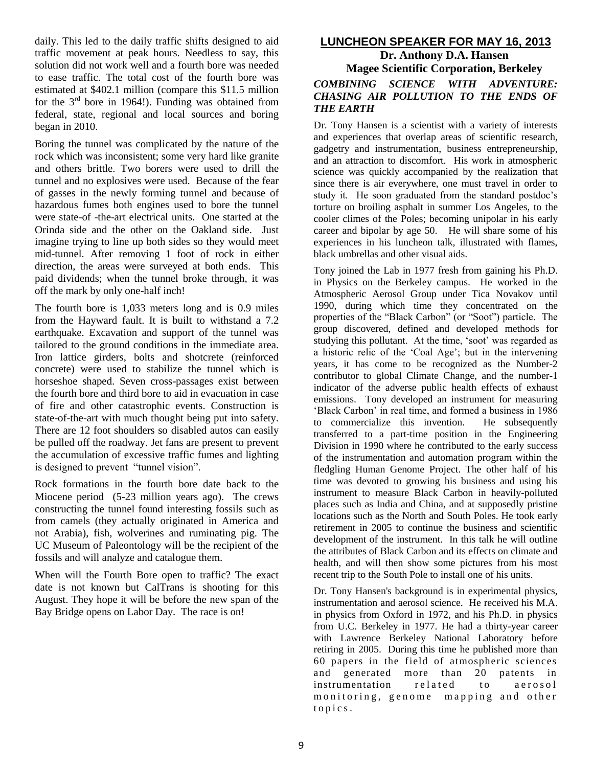daily. This led to the daily traffic shifts designed to aid traffic movement at peak hours. Needless to say, this solution did not work well and a fourth bore was needed to ease traffic. The total cost of the fourth bore was estimated at $402.1 million (compare this $11.5 million for the 3rd bore in 1964!). Funding was obtained from federal, state, regional and local sources and boring began in 2010.

Boring the tunnel was complicated by the nature of the rock which was inconsistent; some very hard like granite and others brittle. Two borers were used to drill the tunnel and no explosives were used. Because of the fear of gasses in the newly forming tunnel and because of hazardous fumes both engines used to bore the tunnel were state-of -the-art electrical units. One started at the Orinda side and the other on the Oakland side. Just imagine trying to line up both sides so they would meet mid-tunnel. After removing 1 foot of rock in either direction, the areas were surveyed at both ends. This paid dividends; when the tunnel broke through, it was off the mark by only one-half inch!

The fourth bore is 1,033 meters long and is 0.9 miles from the Hayward fault. It is built to withstand a 7.2 earthquake. Excavation and support of the tunnel was tailored to the ground conditions in the immediate area. Iron lattice girders, bolts and shotcrete (reinforced concrete) were used to stabilize the tunnel which is horseshoe shaped. Seven cross-passages exist between the fourth bore and third bore to aid in evacuation in case of fire and other catastrophic events. Construction is state-of-the-art with much thought being put into safety. There are 12 foot shoulders so disabled autos can easily be pulled off the roadway. Jet fans are present to prevent the accumulation of excessive traffic fumes and lighting is designed to prevent "tunnel vision".

Rock formations in the fourth bore date back to the Miocene period (5-23 million years ago). The crews constructing the tunnel found interesting fossils such as from camels (they actually originated in America and not Arabia), fish, wolverines and ruminating pig. The UC Museum of Paleontology will be the recipient of the fossils and will analyze and catalogue them.

When will the Fourth Bore open to traffic? The exact date is not known but CalTrans is shooting for this August. They hope it will be before the new span of the Bay Bridge opens on Labor Day. The race is on!

## LUNCHEON SPEAKER FOR MAY 16, 2013

**Dr. Anthony D.A. Hansen**
**Magee Scientific Corporation, Berkeley**

### *COMBINING SCIENCE WITH ADVENTURE: CHASING AIR POLLUTION TO THE ENDS OF THE EARTH*

Dr. Tony Hansen is a scientist with a variety of interests and experiences that overlap areas of scientific research, gadgetry and instrumentation, business entrepreneurship, and an attraction to discomfort. His work in atmospheric science was quickly accompanied by the realization that since there is air everywhere, one must travel in order to study it. He soon graduated from the standard postdoc's torture on broiling asphalt in summer Los Angeles, to the cooler climes of the Poles; becoming unipolar in his early career and bipolar by age 50. He will share some of his experiences in his luncheon talk, illustrated with flames, black umbrellas and other visual aids.

Tony joined the Lab in 1977 fresh from gaining his Ph.D. in Physics on the Berkeley campus. He worked in the Atmospheric Aerosol Group under Tica Novakov until 1990, during which time they concentrated on the properties of the "Black Carbon" (or "Soot") particle. The group discovered, defined and developed methods for studying this pollutant. At the time, 'soot' was regarded as a historic relic of the 'Coal Age'; but in the intervening years, it has come to be recognized as the Number-2 contributor to global Climate Change, and the number-1 indicator of the adverse public health effects of exhaust emissions. Tony developed an instrument for measuring 'Black Carbon' in real time, and formed a business in 1986 to commercialize this invention. He subsequently transferred to a part-time position in the Engineering Division in 1990 where he contributed to the early success of the instrumentation and automation program within the fledgling Human Genome Project. The other half of his time was devoted to growing his business and using his instrument to measure Black Carbon in heavily-polluted places such as India and China, and at supposedly pristine locations such as the North and South Poles. He took early retirement in 2005 to continue the business and scientific development of the instrument. In this talk he will outline the attributes of Black Carbon and its effects on climate and health, and will then show some pictures from his most recent trip to the South Pole to install one of his units.

Dr. Tony Hansen's background is in experimental physics, instrumentation and aerosol science. He received his M.A. in physics from Oxford in 1972, and his Ph.D. in physics from U.C. Berkeley in 1977. He had a thirty-year career with Lawrence Berkeley National Laboratory before retiring in 2005. During this time he published more than 60 papers in the field of atmospheric sciences and generated more than 20 patents in instrumentation related to aerosol monitoring, genome mapping and other topics.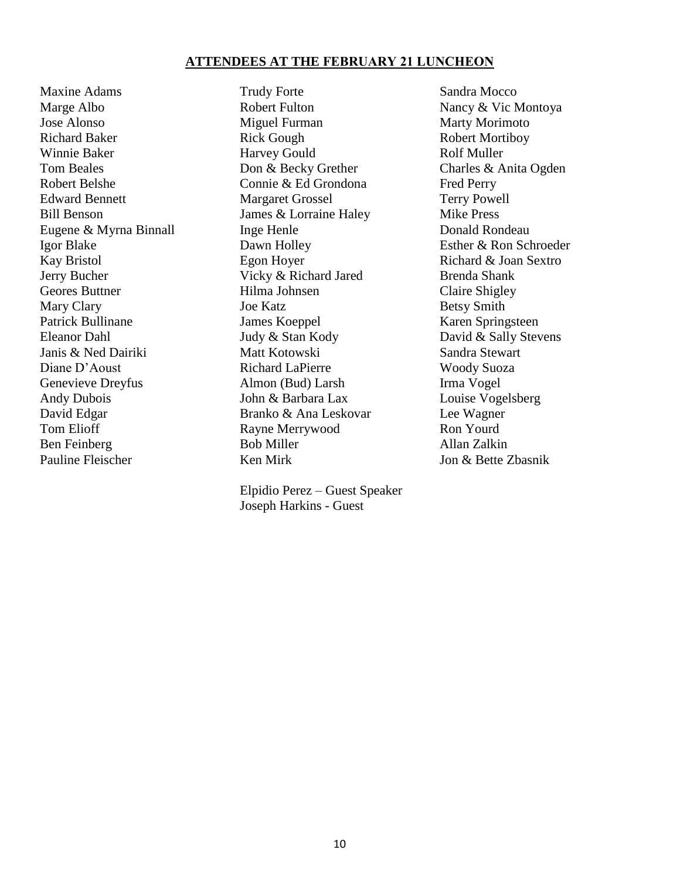**ATTENDEES AT THE FEBRUARY 21 LUNCHEON**

Maxine Adams
Marge Albo
Jose Alonso
Richard Baker
Winnie Baker
Tom Beales
Robert Belshe
Edward Bennett
Bill Benson
Eugene & Myrna Binnall
Igor Blake
Kay Bristol
Jerry Bucher
Geores Buttner
Mary Clary
Patrick Bullinane
Eleanor Dahl
Janis & Ned Dairiki
Diane D'Aoust
Genevieve Dreyfus
Andy Dubois
David Edgar
Tom Elioff
Ben Feinberg
Pauline Fleischer

Trudy Forte
Robert Fulton
Miguel Furman
Rick Gough
Harvey Gould
Don & Becky Grether
Connie & Ed Grondona
Margaret Grossel
James & Lorraine Haley
Inge Henle
Dawn Holley
Egon Hoyer
Vicky & Richard Jared
Hilma Johnsen
Joe Katz
James Koeppel
Judy & Stan Kody
Matt Kotowski
Richard LaPierre
Almon (Bud) Larsh
John & Barbara Lax
Branko & Ana Leskovar
Rayne Merrywood
Bob Miller
Ken Mirk

Elpidio Perez – Guest Speaker
Joseph Harkins - Guest

Sandra Mocco
Nancy & Vic Montoya
Marty Morimoto
Robert Mortiboy
Rolf Muller
Charles & Anita Ogden
Fred Perry
Terry Powell
Mike Press
Donald Rondeau
Esther & Ron Schroeder
Richard & Joan Sextro
Brenda Shank
Claire Shigley
Betsy Smith
Karen Springsteen
David & Sally Stevens
Sandra Stewart
Woody Suoza
Irma Vogel
Louise Vogelsberg
Lee Wagner
Ron Yourd
Allan Zalkin
Jon & Bette Zbasnik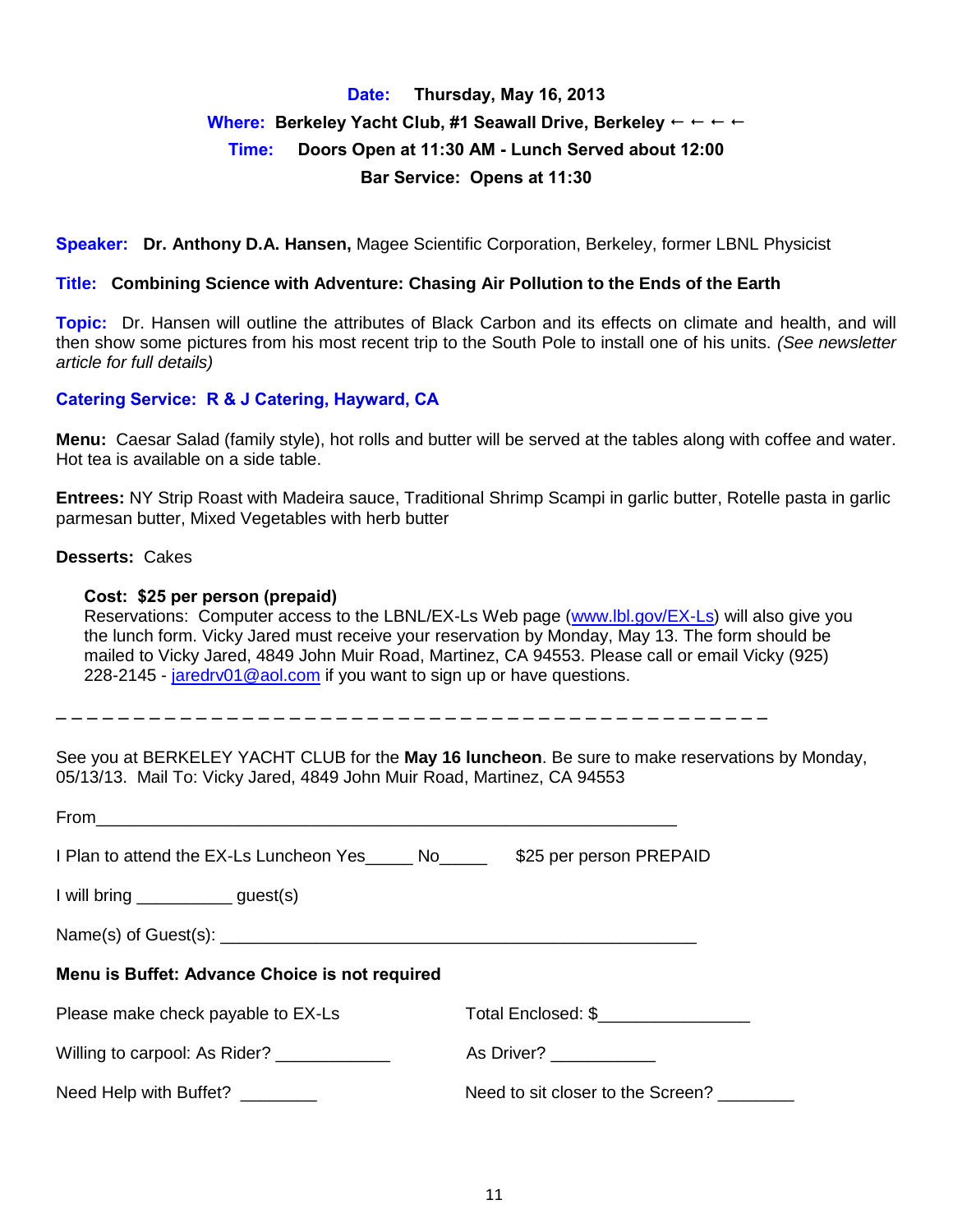**Date: Thursday, May 16, 2013**

**Where: Berkeley Yacht Club, #1 Seawall Drive, Berkeley ← ← ← ←**

**Time: Doors Open at 11:30 AM - Lunch Served about 12:00**

**Bar Service: Opens at 11:30**

**Speaker: Dr. Anthony D.A. Hansen,** Magee Scientific Corporation, Berkeley, former LBNL Physicist

**Title: Combining Science with Adventure: Chasing Air Pollution to the Ends of the Earth**

**Topic:** Dr. Hansen will outline the attributes of Black Carbon and its effects on climate and health, and will then show some pictures from his most recent trip to the South Pole to install one of his units. *(See newsletter article for full details)*

**Catering Service: R & J Catering, Hayward, CA**

**Menu:** Caesar Salad (family style), hot rolls and butter will be served at the tables along with coffee and water. Hot tea is available on a side table.

**Entrees:** NY Strip Roast with Madeira sauce, Traditional Shrimp Scampi in garlic butter, Rotelle pasta in garlic parmesan butter, Mixed Vegetables with herb butter

**Desserts:** Cakes

**Cost: $25 per person (prepaid)**
Reservations: Computer access to the LBNL/EX-Ls Web page (www.lbl.gov/EX-Ls) will also give you the lunch form. Vicky Jared must receive your reservation by Monday, May 13. The form should be mailed to Vicky Jared, 4849 John Muir Road, Martinez, CA 94553. Please call or email Vicky (925) 228-2145 - jaredrv01@aol.com if you want to sign up or have questions.

_ _ _ _ _ _ _ _ _ _ _ _ _ _ _ _ _ _ _ _ _ _ _ _ _ _ _ _ _ _ _ _ _ _ _ _ _ _ _ _ _ _ _ _ _ _ _ _ _

See you at BERKELEY YACHT CLUB for the **May 16 luncheon**. Be sure to make reservations by Monday, 05/13/13. Mail To: Vicky Jared, 4849 John Muir Road, Martinez, CA 94553

From_______________________________________________________________

I Plan to attend the EX-Ls Luncheon Yes_____ No_____ $25 per person PREPAID

I will bring __________ guest(s)

Name(s) of Guest(s): ____________________________________________________

**Menu is Buffet: Advance Choice is not required**

Please make check payable to EX-Ls    Total Enclosed: $_______________

Willing to carpool: As Rider? ____________    As Driver? ___________

Need Help with Buffet? ________    Need to sit closer to the Screen? ________